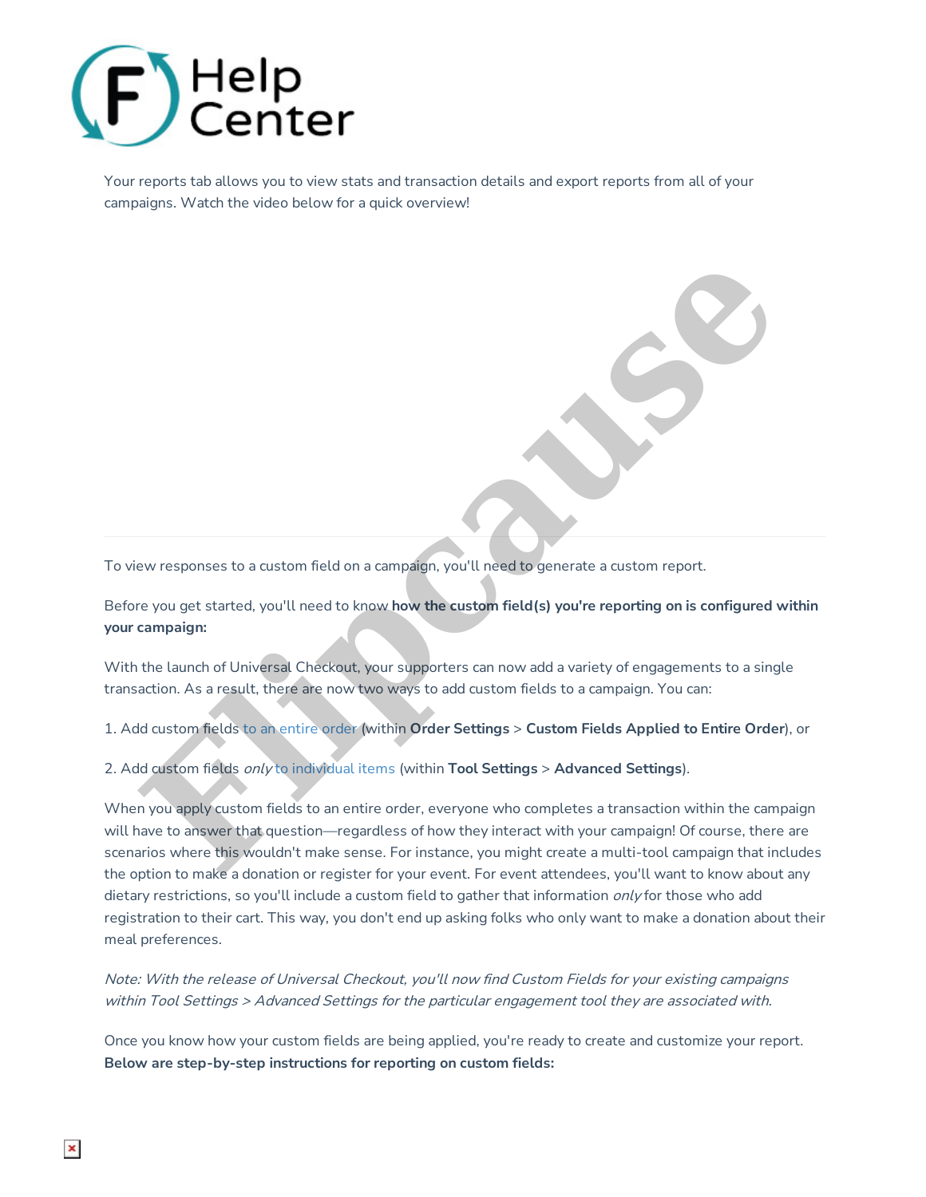Your reports tab allows you to view stats and transaction details and export reports from all of your campaigns. Watch the video below for a quick overview!

To view responses to a custom field on a campaign, you'll need to generate a custom report.

Before you get started, you'll need to know **how the custom field(s) you're reporting on is configured within your campaign:**

With the launch of Universal Checkout, your supporters can now add a variety of engagements to a single transaction. As a result, there are now two ways to add custom fields to a campaign. You can:

1. Add custom fields to an entire order (within **Order Settings** > **Custom Fields Applied to Entire Order**), or

2. Add custom fields *only* to individual items (within **Tool Settings** > **Advanced Settings**).

When you apply custom fields to an entire order, everyone who completes a transaction within the campaign will have to answer that question—regardless of how they interact with your campaign! Of course, there are scenarios where this wouldn't make sense. For instance, you might create a multi-tool campaign that includes the option to make a donation or register for your event. For event attendees, you'll want to know about any dietary restrictions, so you'll include a custom field to gather that information *only* for those who add registration to their cart. This way, you don't end up asking folks who only want to make a donation about their meal preferences.

*Note: With the release of Universal Checkout, you'll now find Custom Fields for your existing campaigns within Tool Settings > Advanced Settings for the particular engagement tool they are associated with.*

Once you know how your custom fields are being applied, you're ready to create and customize your report. **Below are step-by-step instructions for reporting on custom fields:**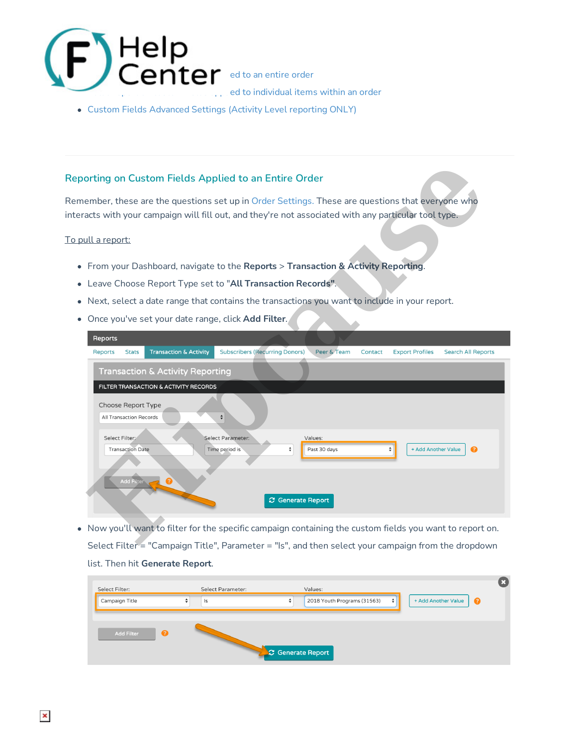- ed to an entire order
- ed to individual items within an order
- Custom Fields Advanced Settings (Activity Level reporting ONLY)

---

## Reporting on Custom Fields Applied to an Entire Order

Remember, these are the questions set up in Order Settings. These are questions that everyone who interacts with your campaign will fill out, and they're not associated with any particular tool type.

To pull a report:

- From your Dashboard, navigate to the **Reports** > **Transaction & Activity Reporting**.
- Leave Choose Report Type set to "**All Transaction Records**".
- Next, select a date range that contains the transactions you want to include in your report.
- Once you've set your date range, click **Add Filter**.

- Now you'll want to filter for the specific campaign containing the custom fields you want to report on. Select Filter = "Campaign Title", Parameter = "Is", and then select your campaign from the dropdown list. Then hit **Generate Report**.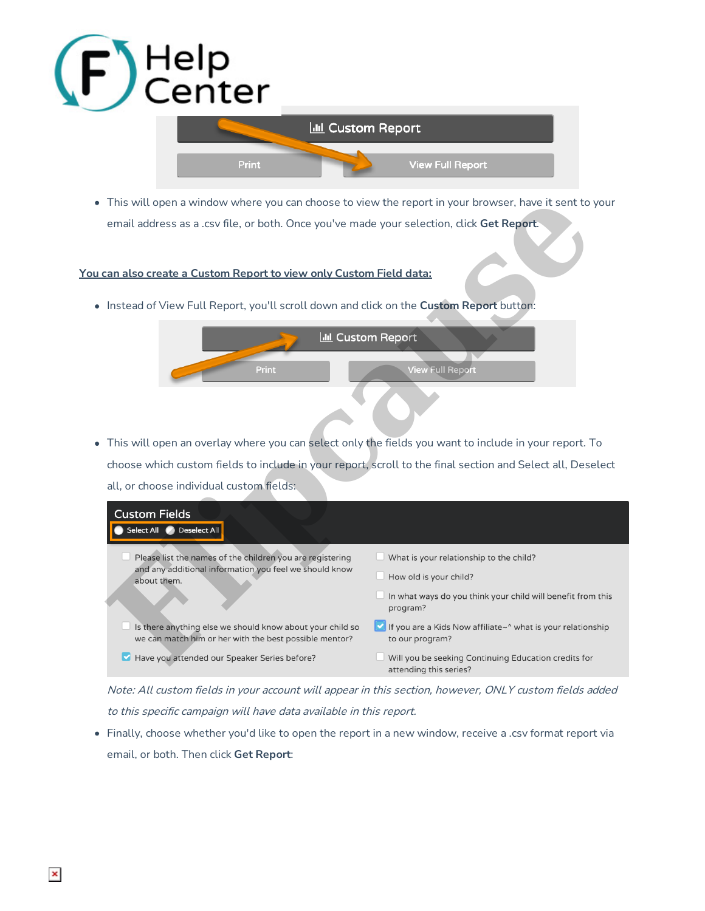- This will open a window where you can choose to view the report in your browser, have it sent to your email address as a .csv file, or both. Once you've made your selection, click **Get Report**.

You can also create a Custom Report to view only Custom Field data:

- Instead of View Full Report, you'll scroll down and click on the **Custom Report** button:

- This will open an overlay where you can select only the fields you want to include in your report. To choose which custom fields to include in your report, scroll to the final section and Select all, Deselect all, or choose individual custom fields:

*Note: All custom fields in your account will appear in this section, however, ONLY custom fields added to this specific campaign will have data available in this report.*

- Finally, choose whether you'd like to open the report in a new window, receive a .csv format report via email, or both. Then click **Get Report**: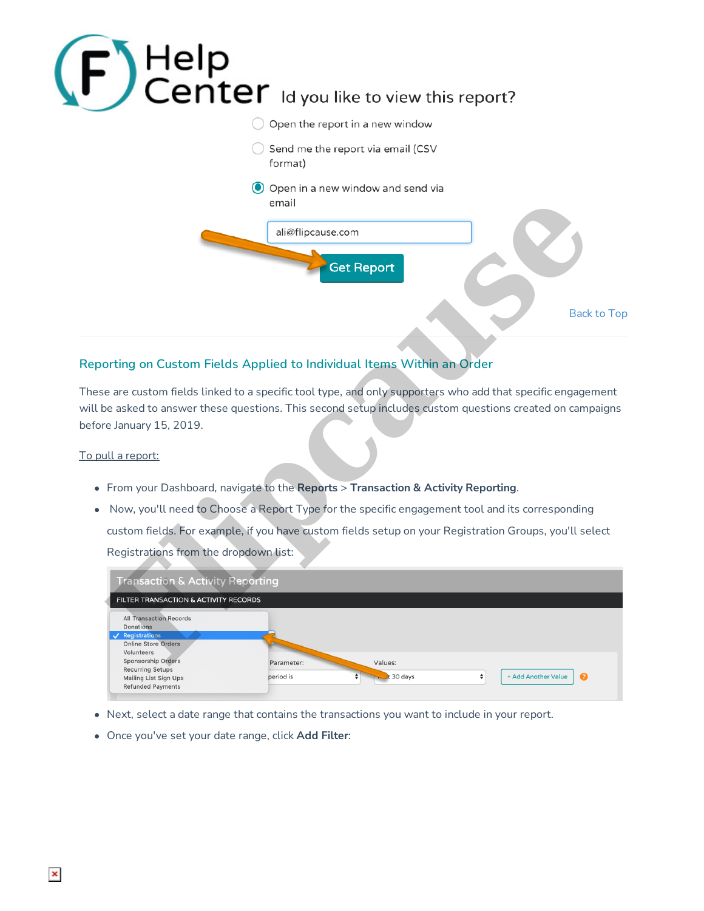ld you like to view this report?

- Open the report in a new window
- Send me the report via email (CSV format)
- Open in a new window and send via email

ali@flipcause.com

Get Report

Back to Top

## Reporting on Custom Fields Applied to Individual Items Within an Order

These are custom fields linked to a specific tool type, and only supporters who add that specific engagement will be asked to answer these questions. This second setup includes custom questions created on campaigns before January 15, 2019.

To pull a report:

- From your Dashboard, navigate to the **Reports** > **Transaction & Activity Reporting**.
- Now, you'll need to Choose a Report Type for the specific engagement tool and its corresponding custom fields. For example, if you have custom fields setup on your Registration Groups, you'll select Registrations from the dropdown list:

Transaction & Activity Reporting

FILTER TRANSACTION & ACTIVITY RECORDS

All Transaction Records
Donations
Registrations
Online Store Orders
Volunteers
Sponsorship Orders
Recurring Setups
Mailing List Sign Ups
Refunded Payments

Parameter: period is
Values: ...t 30 days
+ Add Another Value

- Next, select a date range that contains the transactions you want to include in your report.
- Once you've set your date range, click **Add Filter**: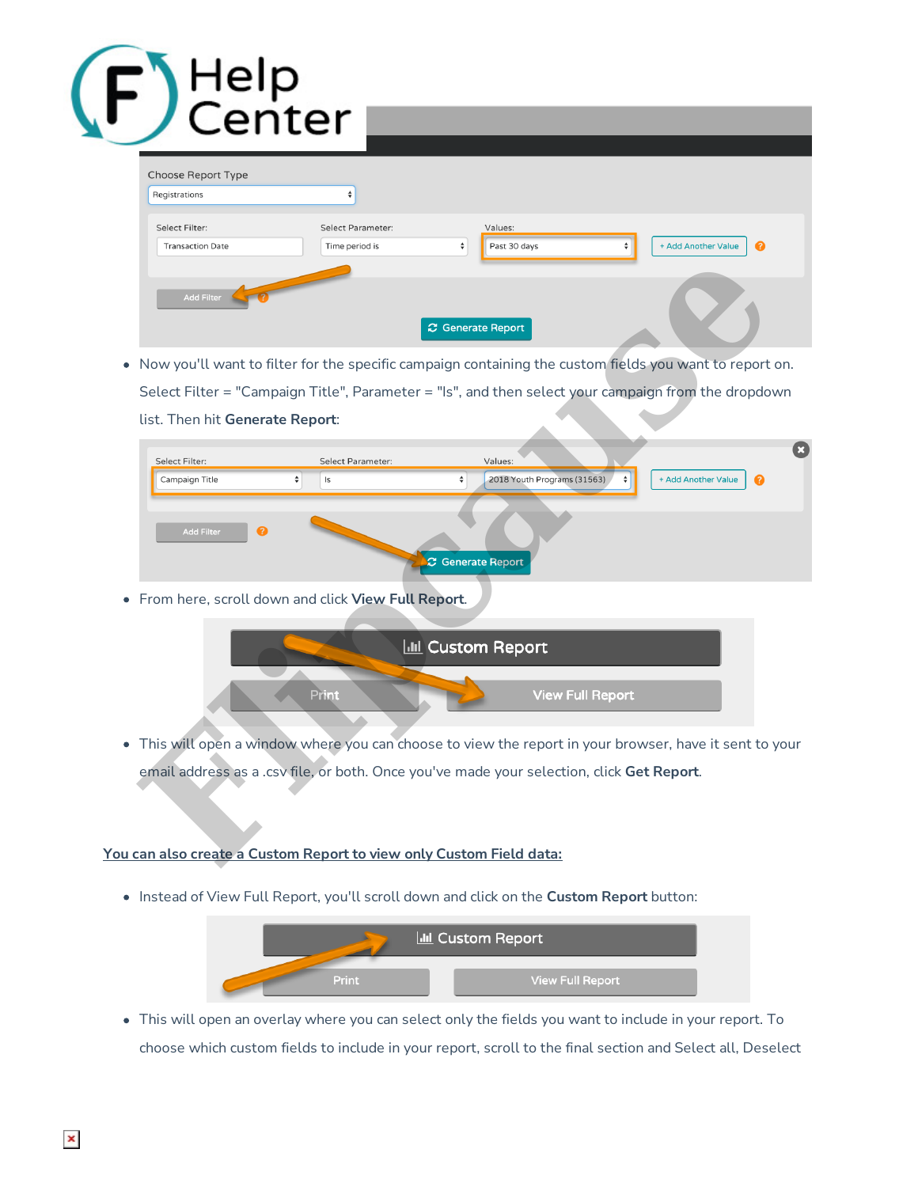- Now you'll want to filter for the specific campaign containing the custom fields you want to report on. Select Filter = "Campaign Title", Parameter = "Is", and then select your campaign from the dropdown list. Then hit **Generate Report**:

- From here, scroll down and click **View Full Report**.

- This will open a window where you can choose to view the report in your browser, have it sent to your email address as a .csv file, or both. Once you've made your selection, click **Get Report**.

<u>You can also create a Custom Report to view only Custom Field data:</u>

- Instead of View Full Report, you'll scroll down and click on the **Custom Report** button:

- This will open an overlay where you can select only the fields you want to include in your report. To choose which custom fields to include in your report, scroll to the final section and Select all, Deselect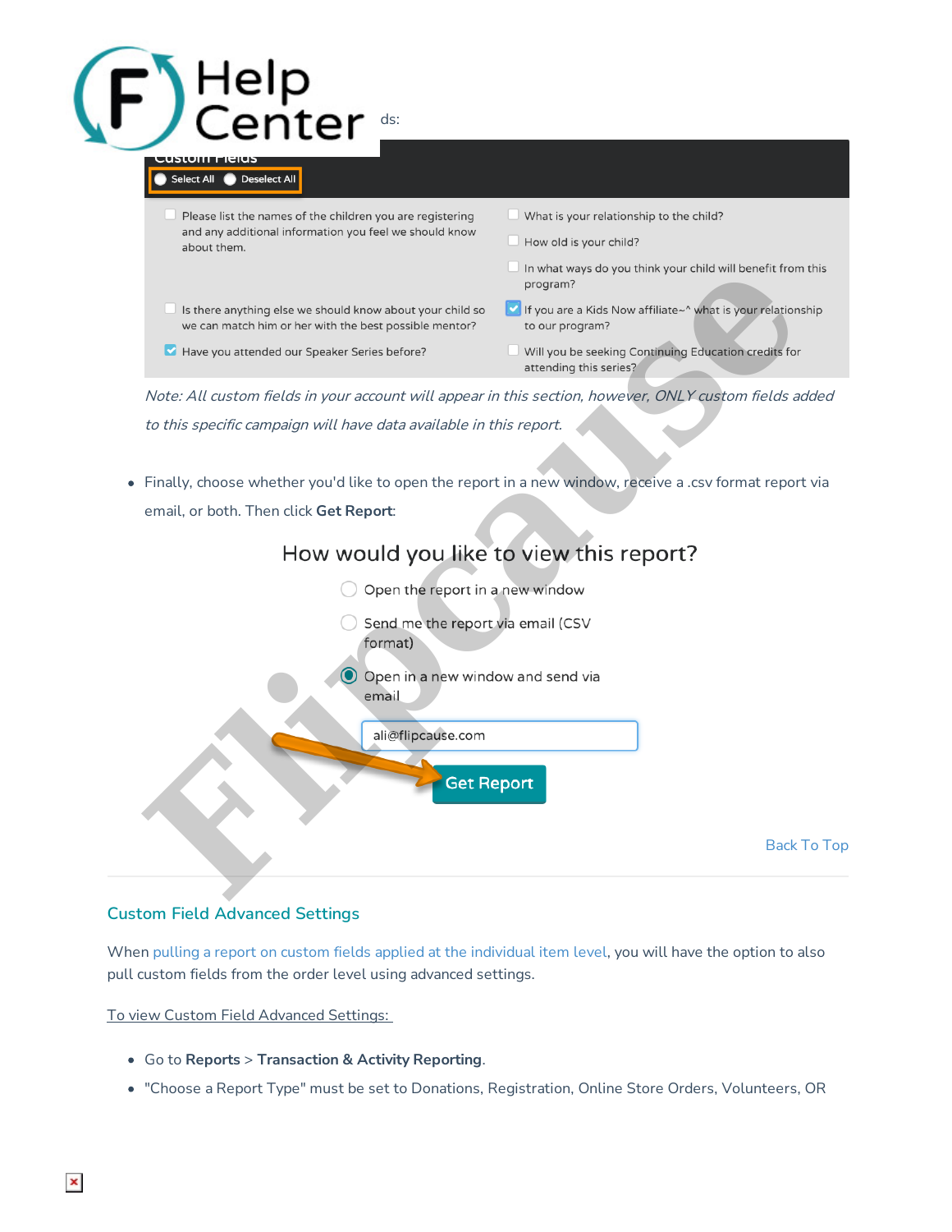ds:

Note: All custom fields in your account will appear in this section, however, ONLY custom fields added to this specific campaign will have data available in this report.

- Finally, choose whether you'd like to open the report in a new window, receive a .csv format report via email, or both. Then click **Get Report**:

[Back To Top](#)

## Custom Field Advanced Settings

When pulling a report on custom fields applied at the individual item level, you will have the option to also pull custom fields from the order level using advanced settings.

To view Custom Field Advanced Settings:

- Go to **Reports** > **Transaction & Activity Reporting**.
- "Choose a Report Type" must be set to Donations, Registration, Online Store Orders, Volunteers, OR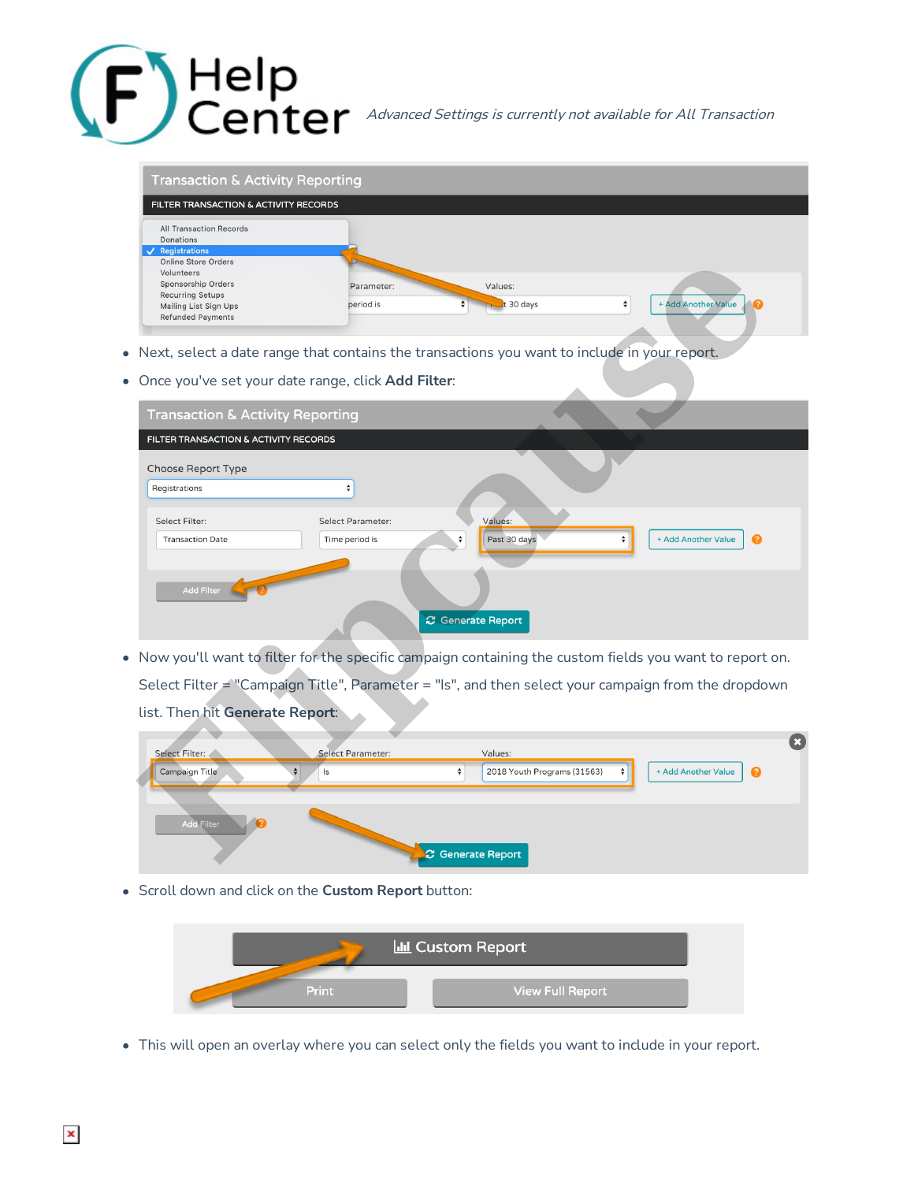*Advanced Settings is currently not available for All Transaction*

- Next, select a date range that contains the transactions you want to include in your report.
- Once you've set your date range, click **Add Filter**:

- Now you'll want to filter for the specific campaign containing the custom fields you want to report on. Select Filter = "Campaign Title", Parameter = "Is", and then select your campaign from the dropdown list. Then hit **Generate Report**:

- Scroll down and click on the **Custom Report** button:

- This will open an overlay where you can select only the fields you want to include in your report.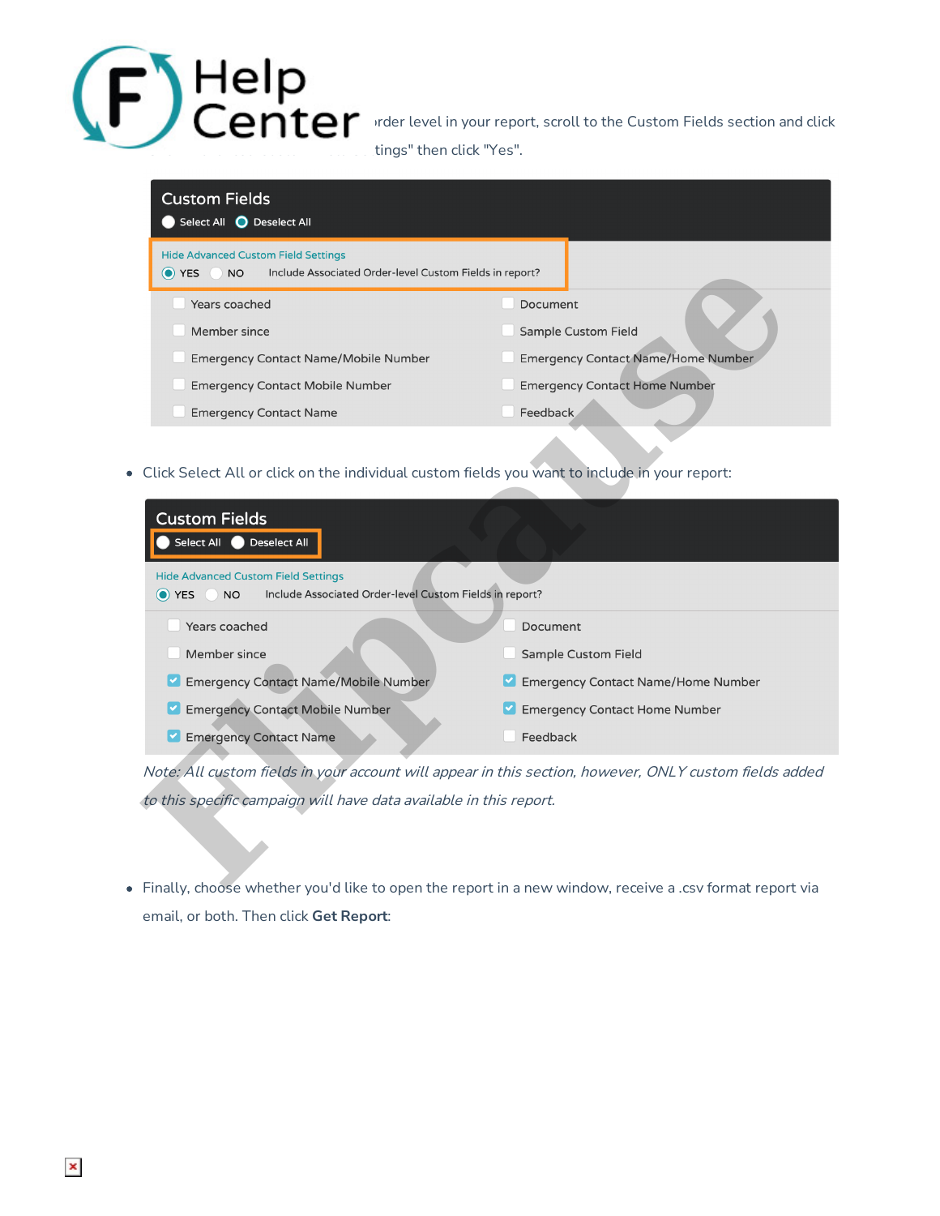order level in your report, scroll to the Custom Fields section and click ...tings" then click "Yes".

Custom Fields

Select All   Deselect All

Hide Advanced Custom Field Settings

YES   NO   Include Associated Order-level Custom Fields in report?

| | |
|---|---|
| Years coached | Document |
| Member since | Sample Custom Field |
| Emergency Contact Name/Mobile Number | Emergency Contact Name/Home Number |
| Emergency Contact Mobile Number | Emergency Contact Home Number |
| Emergency Contact Name | Feedback |

- Click Select All or click on the individual custom fields you want to include in your report:

Custom Fields

Select All   Deselect All

Hide Advanced Custom Field Settings

YES   NO   Include Associated Order-level Custom Fields in report?

| | |
|---|---|
| Years coached | Document |
| Member since | Sample Custom Field |
| ☑ Emergency Contact Name/Mobile Number | ☑ Emergency Contact Name/Home Number |
| ☑ Emergency Contact Mobile Number | ☑ Emergency Contact Home Number |
| ☑ Emergency Contact Name | Feedback |

*Note: All custom fields in your account will appear in this section, however, ONLY custom fields added to this specific campaign will have data available in this report.*

- Finally, choose whether you'd like to open the report in a new window, receive a .csv format report via email, or both. Then click **Get Report**: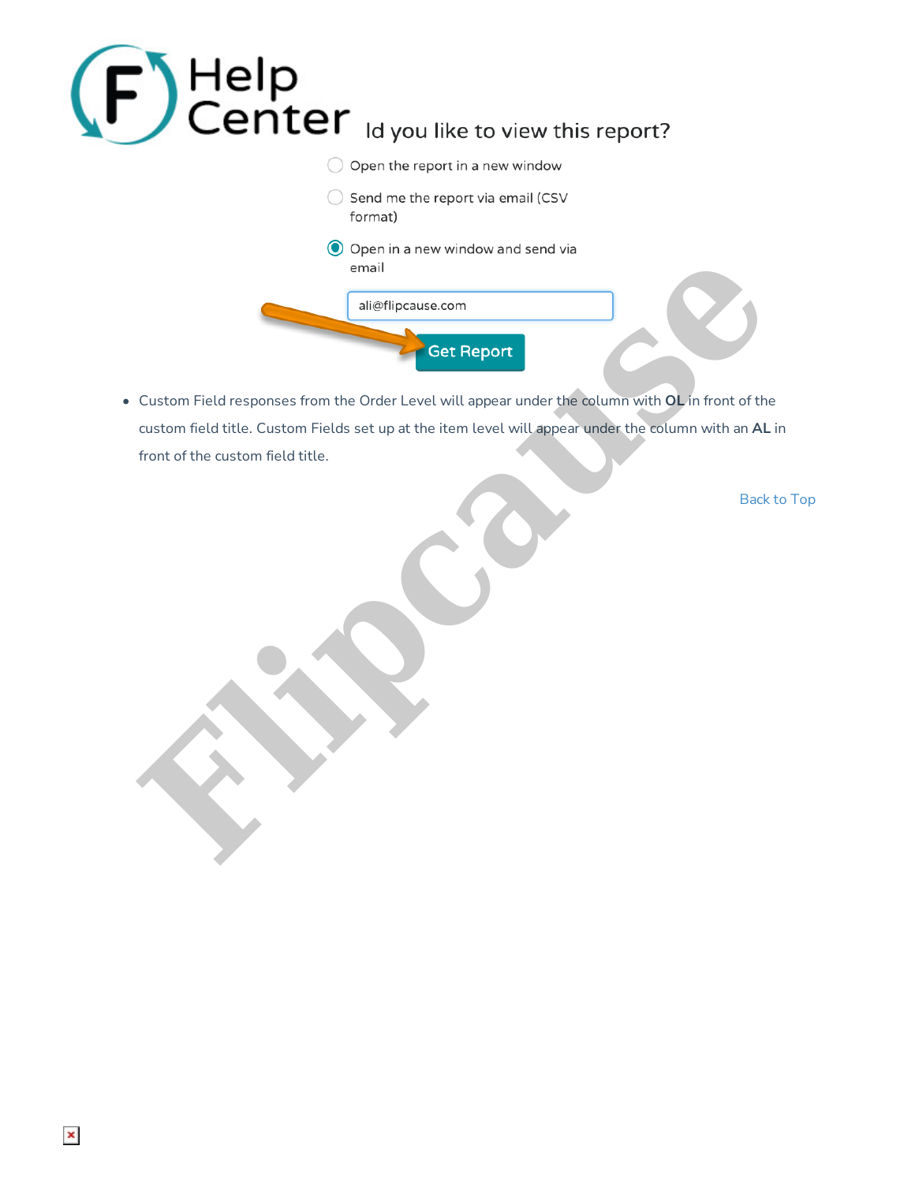ld you like to view this report?

Open the report in a new window

Send me the report via email (CSV format)

Open in a new window and send via email

ali@flipcause.com

Get Report

- Custom Field responses from the Order Level will appear under the column with **OL** in front of the custom field title. Custom Fields set up at the item level will appear under the column with an **AL** in front of the custom field title.

Back to Top